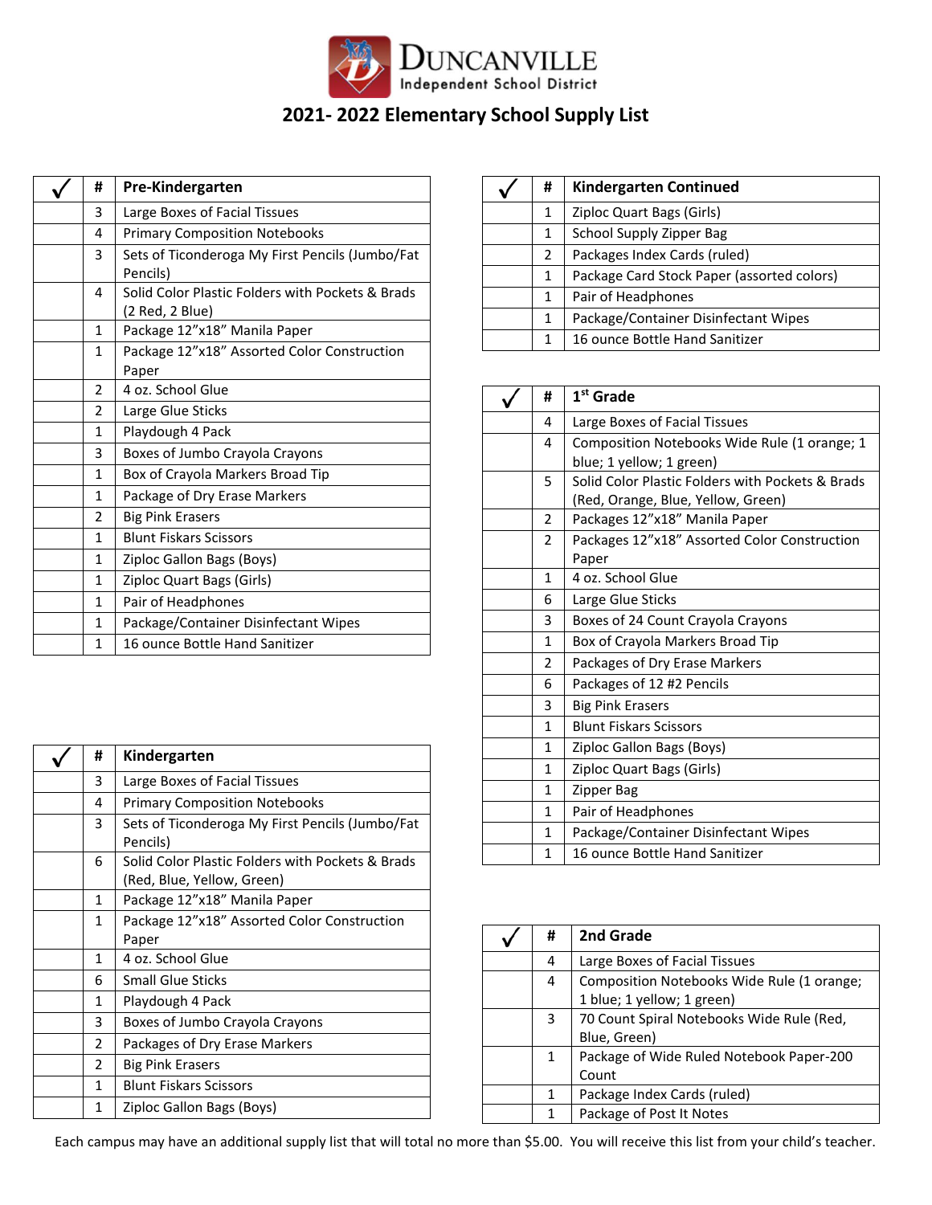# Duncanville Independent School District

## 2021- 2022 Elementary School Supply List

| ✓ | # | Pre-Kindergarten |
|---|---|---|
| | 3 | Large Boxes of Facial Tissues |
| | 4 | Primary Composition Notebooks |
| | 3 | Sets of Ticonderoga My First Pencils (Jumbo/Fat Pencils) |
| | 4 | Solid Color Plastic Folders with Pockets & Brads (2 Red, 2 Blue) |
| | 1 | Package 12"x18" Manila Paper |
| | 1 | Package 12"x18" Assorted Color Construction Paper |
| | 2 | 4 oz. School Glue |
| | 2 | Large Glue Sticks |
| | 1 | Playdough 4 Pack |
| | 3 | Boxes of Jumbo Crayola Crayons |
| | 1 | Box of Crayola Markers Broad Tip |
| | 1 | Package of Dry Erase Markers |
| | 2 | Big Pink Erasers |
| | 1 | Blunt Fiskars Scissors |
| | 1 | Ziploc Gallon Bags (Boys) |
| | 1 | Ziploc Quart Bags (Girls) |
| | 1 | Pair of Headphones |
| | 1 | Package/Container Disinfectant Wipes |
| | 1 | 16 ounce Bottle Hand Sanitizer |

| ✓ | # | Kindergarten |
|---|---|---|
| | 3 | Large Boxes of Facial Tissues |
| | 4 | Primary Composition Notebooks |
| | 3 | Sets of Ticonderoga My First Pencils (Jumbo/Fat Pencils) |
| | 6 | Solid Color Plastic Folders with Pockets & Brads (Red, Blue, Yellow, Green) |
| | 1 | Package 12"x18" Manila Paper |
| | 1 | Package 12"x18" Assorted Color Construction Paper |
| | 1 | 4 oz. School Glue |
| | 6 | Small Glue Sticks |
| | 1 | Playdough 4 Pack |
| | 3 | Boxes of Jumbo Crayola Crayons |
| | 2 | Packages of Dry Erase Markers |
| | 2 | Big Pink Erasers |
| | 1 | Blunt Fiskars Scissors |
| | 1 | Ziploc Gallon Bags (Boys) |

| ✓ | # | Kindergarten Continued |
|---|---|---|
| | 1 | Ziploc Quart Bags (Girls) |
| | 1 | School Supply Zipper Bag |
| | 2 | Packages Index Cards (ruled) |
| | 1 | Package Card Stock Paper (assorted colors) |
| | 1 | Pair of Headphones |
| | 1 | Package/Container Disinfectant Wipes |
| | 1 | 16 ounce Bottle Hand Sanitizer |

| ✓ | # | 1st Grade |
|---|---|---|
| | 4 | Large Boxes of Facial Tissues |
| | 4 | Composition Notebooks Wide Rule (1 orange; 1 blue; 1 yellow; 1 green) |
| | 5 | Solid Color Plastic Folders with Pockets & Brads (Red, Orange, Blue, Yellow, Green) |
| | 2 | Packages 12"x18" Manila Paper |
| | 2 | Packages 12"x18" Assorted Color Construction Paper |
| | 1 | 4 oz. School Glue |
| | 6 | Large Glue Sticks |
| | 3 | Boxes of 24 Count Crayola Crayons |
| | 1 | Box of Crayola Markers Broad Tip |
| | 2 | Packages of Dry Erase Markers |
| | 6 | Packages of 12 #2 Pencils |
| | 3 | Big Pink Erasers |
| | 1 | Blunt Fiskars Scissors |
| | 1 | Ziploc Gallon Bags (Boys) |
| | 1 | Ziploc Quart Bags (Girls) |
| | 1 | Zipper Bag |
| | 1 | Pair of Headphones |
| | 1 | Package/Container Disinfectant Wipes |
| | 1 | 16 ounce Bottle Hand Sanitizer |

| ✓ | # | 2nd Grade |
|---|---|---|
| | 4 | Large Boxes of Facial Tissues |
| | 4 | Composition Notebooks Wide Rule (1 orange; 1 blue; 1 yellow; 1 green) |
| | 3 | 70 Count Spiral Notebooks Wide Rule (Red, Blue, Green) |
| | 1 | Package of Wide Ruled Notebook Paper-200 Count |
| | 1 | Package Index Cards (ruled) |
| | 1 | Package of Post It Notes |

Each campus may have an additional supply list that will total no more than $5.00. You will receive this list from your child's teacher.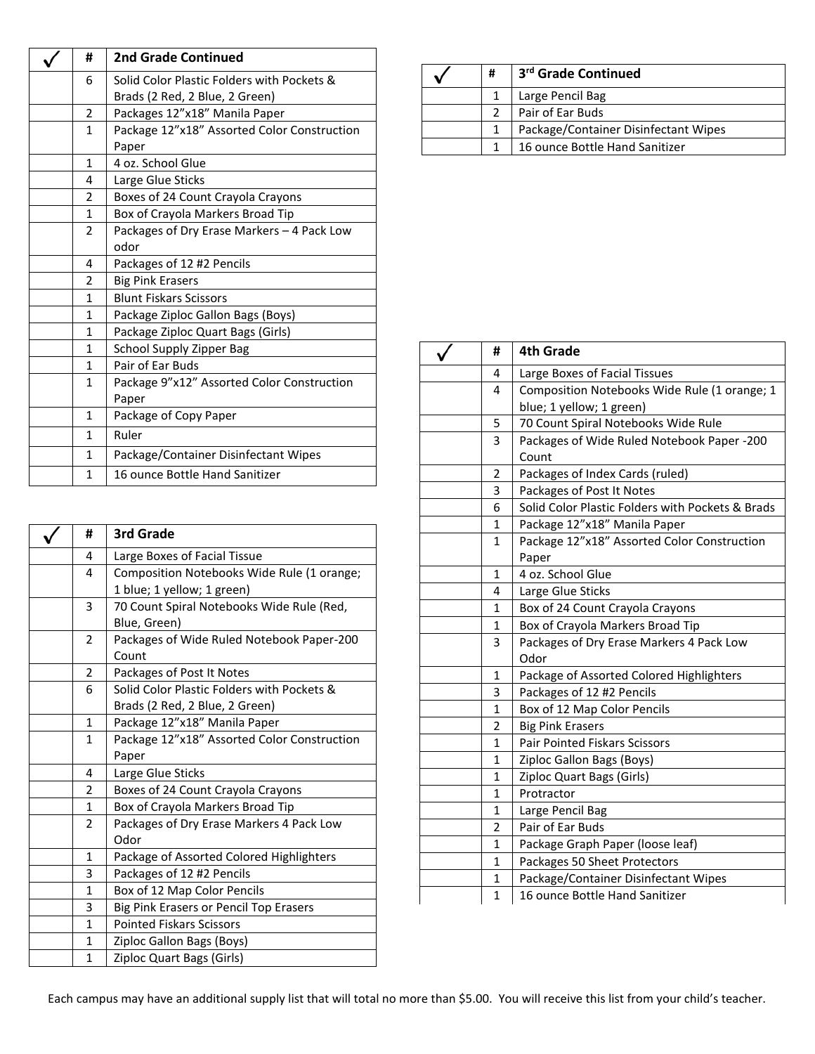| ✓ | # | 2nd Grade Continued |
|---|---|---|
| | 6 | Solid Color Plastic Folders with Pockets & Brads (2 Red, 2 Blue, 2 Green) |
| | 2 | Packages 12"x18" Manila Paper |
| | 1 | Package 12"x18" Assorted Color Construction Paper |
| | 1 | 4 oz. School Glue |
| | 4 | Large Glue Sticks |
| | 2 | Boxes of 24 Count Crayola Crayons |
| | 1 | Box of Crayola Markers Broad Tip |
| | 2 | Packages of Dry Erase Markers – 4 Pack Low odor |
| | 4 | Packages of 12 #2 Pencils |
| | 2 | Big Pink Erasers |
| | 1 | Blunt Fiskars Scissors |
| | 1 | Package Ziploc Gallon Bags (Boys) |
| | 1 | Package Ziploc Quart Bags (Girls) |
| | 1 | School Supply Zipper Bag |
| | 1 | Pair of Ear Buds |
| | 1 | Package 9"x12" Assorted Color Construction Paper |
| | 1 | Package of Copy Paper |
| | 1 | Ruler |
| | 1 | Package/Container Disinfectant Wipes |
| | 1 | 16 ounce Bottle Hand Sanitizer |

| ✓ | # | 3rd Grade |
|---|---|---|
| | 4 | Large Boxes of Facial Tissue |
| | 4 | Composition Notebooks Wide Rule (1 orange; 1 blue; 1 yellow; 1 green) |
| | 3 | 70 Count Spiral Notebooks Wide Rule (Red, Blue, Green) |
| | 2 | Packages of Wide Ruled Notebook Paper-200 Count |
| | 2 | Packages of Post It Notes |
| | 6 | Solid Color Plastic Folders with Pockets & Brads (2 Red, 2 Blue, 2 Green) |
| | 1 | Package 12"x18" Manila Paper |
| | 1 | Package 12"x18" Assorted Color Construction Paper |
| | 4 | Large Glue Sticks |
| | 2 | Boxes of 24 Count Crayola Crayons |
| | 1 | Box of Crayola Markers Broad Tip |
| | 2 | Packages of Dry Erase Markers 4 Pack Low Odor |
| | 1 | Package of Assorted Colored Highlighters |
| | 3 | Packages of 12 #2 Pencils |
| | 1 | Box of 12 Map Color Pencils |
| | 3 | Big Pink Erasers or Pencil Top Erasers |
| | 1 | Pointed Fiskars Scissors |
| | 1 | Ziploc Gallon Bags (Boys) |
| | 1 | Ziploc Quart Bags (Girls) |

| ✓ | # | 3rd Grade Continued |
|---|---|---|
| | 1 | Large Pencil Bag |
| | 2 | Pair of Ear Buds |
| | 1 | Package/Container Disinfectant Wipes |
| | 1 | 16 ounce Bottle Hand Sanitizer |

| ✓ | # | 4th Grade |
|---|---|---|
| | 4 | Large Boxes of Facial Tissues |
| | 4 | Composition Notebooks Wide Rule (1 orange; 1 blue; 1 yellow; 1 green) |
| | 5 | 70 Count Spiral Notebooks Wide Rule |
| | 3 | Packages of Wide Ruled Notebook Paper -200 Count |
| | 2 | Packages of Index Cards (ruled) |
| | 3 | Packages of Post It Notes |
| | 6 | Solid Color Plastic Folders with Pockets & Brads |
| | 1 | Package 12"x18" Manila Paper |
| | 1 | Package 12"x18" Assorted Color Construction Paper |
| | 1 | 4 oz. School Glue |
| | 4 | Large Glue Sticks |
| | 1 | Box of 24 Count Crayola Crayons |
| | 1 | Box of Crayola Markers Broad Tip |
| | 3 | Packages of Dry Erase Markers 4 Pack Low Odor |
| | 1 | Package of Assorted Colored Highlighters |
| | 3 | Packages of 12 #2 Pencils |
| | 1 | Box of 12 Map Color Pencils |
| | 2 | Big Pink Erasers |
| | 1 | Pair Pointed Fiskars Scissors |
| | 1 | Ziploc Gallon Bags (Boys) |
| | 1 | Ziploc Quart Bags (Girls) |
| | 1 | Protractor |
| | 1 | Large Pencil Bag |
| | 2 | Pair of Ear Buds |
| | 1 | Package Graph Paper (loose leaf) |
| | 1 | Packages 50 Sheet Protectors |
| | 1 | Package/Container Disinfectant Wipes |
| | 1 | 16 ounce Bottle Hand Sanitizer |

Each campus may have an additional supply list that will total no more than $5.00. You will receive this list from your child's teacher.